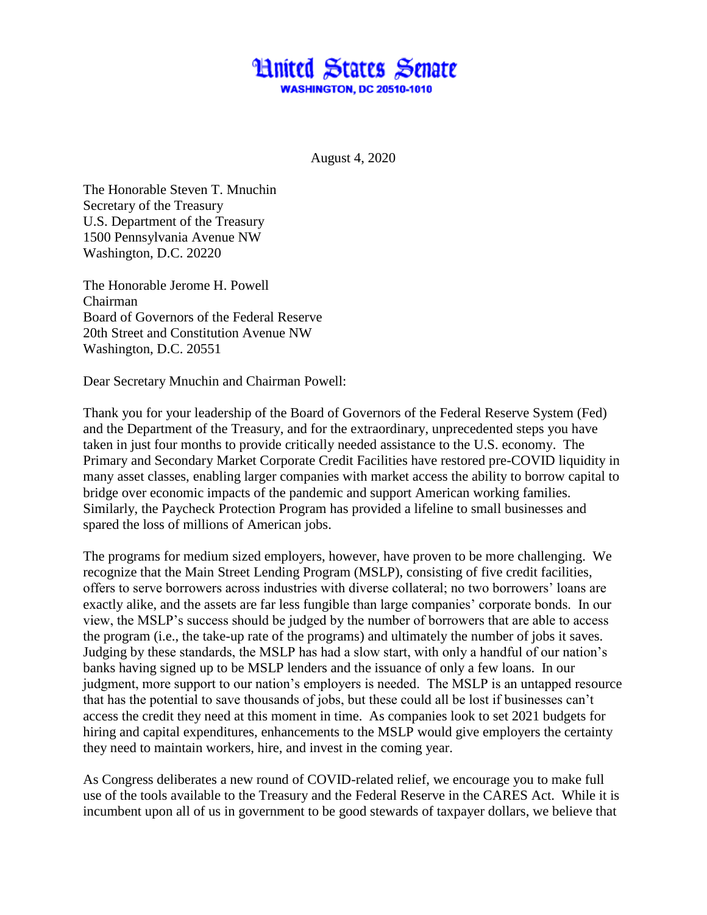# United States Senate

**WASHINGTON, DC 20510-1010**

August 4, 2020

The Honorable Steven T. Mnuchin
Secretary of the Treasury
U.S. Department of the Treasury
1500 Pennsylvania Avenue NW
Washington, D.C. 20220

The Honorable Jerome H. Powell
Chairman
Board of Governors of the Federal Reserve
20th Street and Constitution Avenue NW
Washington, D.C. 20551

Dear Secretary Mnuchin and Chairman Powell:

Thank you for your leadership of the Board of Governors of the Federal Reserve System (Fed) and the Department of the Treasury, and for the extraordinary, unprecedented steps you have taken in just four months to provide critically needed assistance to the U.S. economy. The Primary and Secondary Market Corporate Credit Facilities have restored pre-COVID liquidity in many asset classes, enabling larger companies with market access the ability to borrow capital to bridge over economic impacts of the pandemic and support American working families. Similarly, the Paycheck Protection Program has provided a lifeline to small businesses and spared the loss of millions of American jobs.

The programs for medium sized employers, however, have proven to be more challenging. We recognize that the Main Street Lending Program (MSLP), consisting of five credit facilities, offers to serve borrowers across industries with diverse collateral; no two borrowers' loans are exactly alike, and the assets are far less fungible than large companies' corporate bonds. In our view, the MSLP's success should be judged by the number of borrowers that are able to access the program (i.e., the take-up rate of the programs) and ultimately the number of jobs it saves. Judging by these standards, the MSLP has had a slow start, with only a handful of our nation's banks having signed up to be MSLP lenders and the issuance of only a few loans. In our judgment, more support to our nation's employers is needed. The MSLP is an untapped resource that has the potential to save thousands of jobs, but these could all be lost if businesses can't access the credit they need at this moment in time. As companies look to set 2021 budgets for hiring and capital expenditures, enhancements to the MSLP would give employers the certainty they need to maintain workers, hire, and invest in the coming year.

As Congress deliberates a new round of COVID-related relief, we encourage you to make full use of the tools available to the Treasury and the Federal Reserve in the CARES Act. While it is incumbent upon all of us in government to be good stewards of taxpayer dollars, we believe that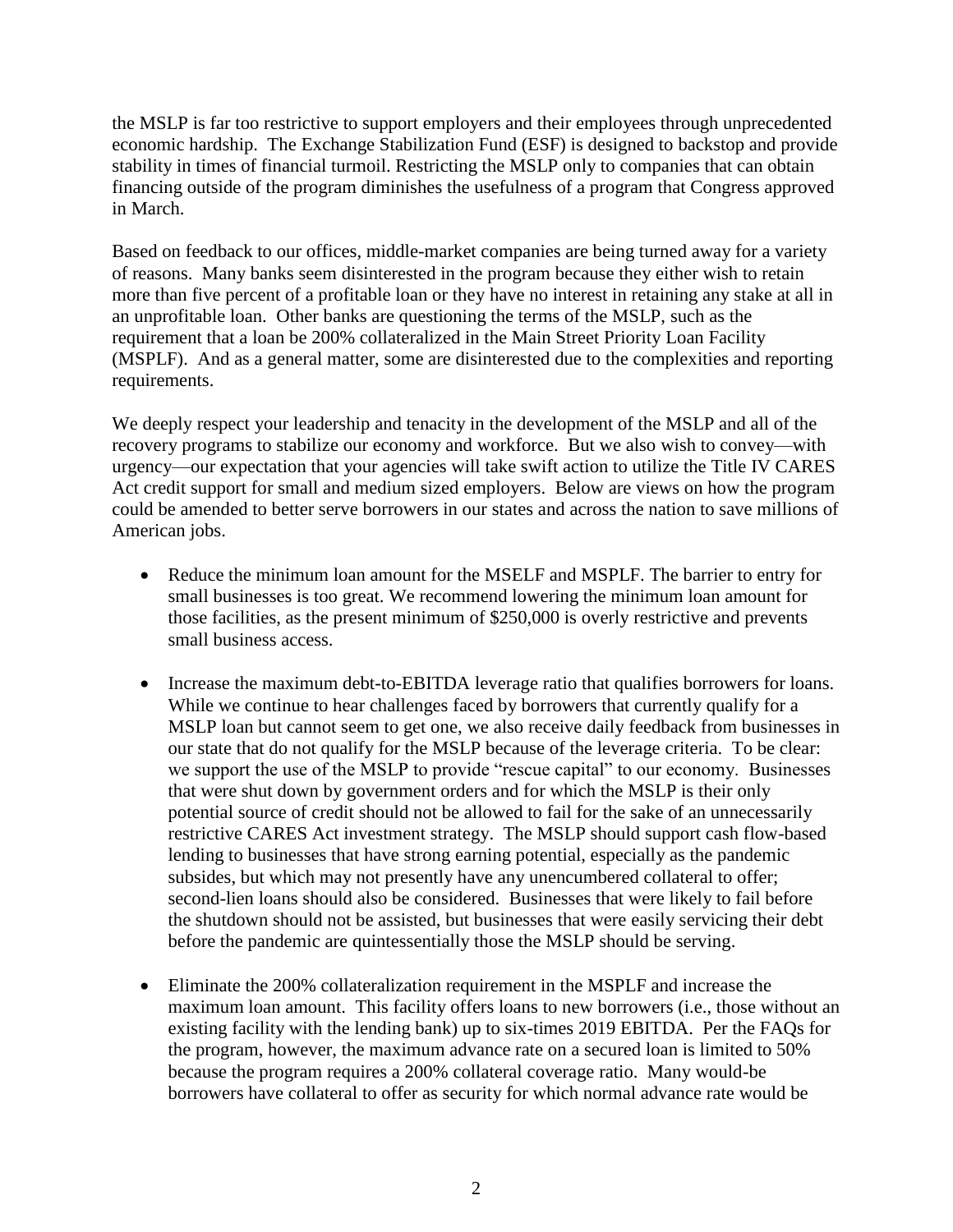the MSLP is far too restrictive to support employers and their employees through unprecedented economic hardship. The Exchange Stabilization Fund (ESF) is designed to backstop and provide stability in times of financial turmoil. Restricting the MSLP only to companies that can obtain financing outside of the program diminishes the usefulness of a program that Congress approved in March.

Based on feedback to our offices, middle-market companies are being turned away for a variety of reasons. Many banks seem disinterested in the program because they either wish to retain more than five percent of a profitable loan or they have no interest in retaining any stake at all in an unprofitable loan. Other banks are questioning the terms of the MSLP, such as the requirement that a loan be 200% collateralized in the Main Street Priority Loan Facility (MSPLF). And as a general matter, some are disinterested due to the complexities and reporting requirements.

We deeply respect your leadership and tenacity in the development of the MSLP and all of the recovery programs to stabilize our economy and workforce. But we also wish to convey—with urgency—our expectation that your agencies will take swift action to utilize the Title IV CARES Act credit support for small and medium sized employers. Below are views on how the program could be amended to better serve borrowers in our states and across the nation to save millions of American jobs.

- Reduce the minimum loan amount for the MSELF and MSPLF. The barrier to entry for small businesses is too great. We recommend lowering the minimum loan amount for those facilities, as the present minimum of $250,000 is overly restrictive and prevents small business access.

- Increase the maximum debt-to-EBITDA leverage ratio that qualifies borrowers for loans. While we continue to hear challenges faced by borrowers that currently qualify for a MSLP loan but cannot seem to get one, we also receive daily feedback from businesses in our state that do not qualify for the MSLP because of the leverage criteria. To be clear: we support the use of the MSLP to provide "rescue capital" to our economy. Businesses that were shut down by government orders and for which the MSLP is their only potential source of credit should not be allowed to fail for the sake of an unnecessarily restrictive CARES Act investment strategy. The MSLP should support cash flow-based lending to businesses that have strong earning potential, especially as the pandemic subsides, but which may not presently have any unencumbered collateral to offer; second-lien loans should also be considered. Businesses that were likely to fail before the shutdown should not be assisted, but businesses that were easily servicing their debt before the pandemic are quintessentially those the MSLP should be serving.

- Eliminate the 200% collateralization requirement in the MSPLF and increase the maximum loan amount. This facility offers loans to new borrowers (i.e., those without an existing facility with the lending bank) up to six-times 2019 EBITDA. Per the FAQs for the program, however, the maximum advance rate on a secured loan is limited to 50% because the program requires a 200% collateral coverage ratio. Many would-be borrowers have collateral to offer as security for which normal advance rate would be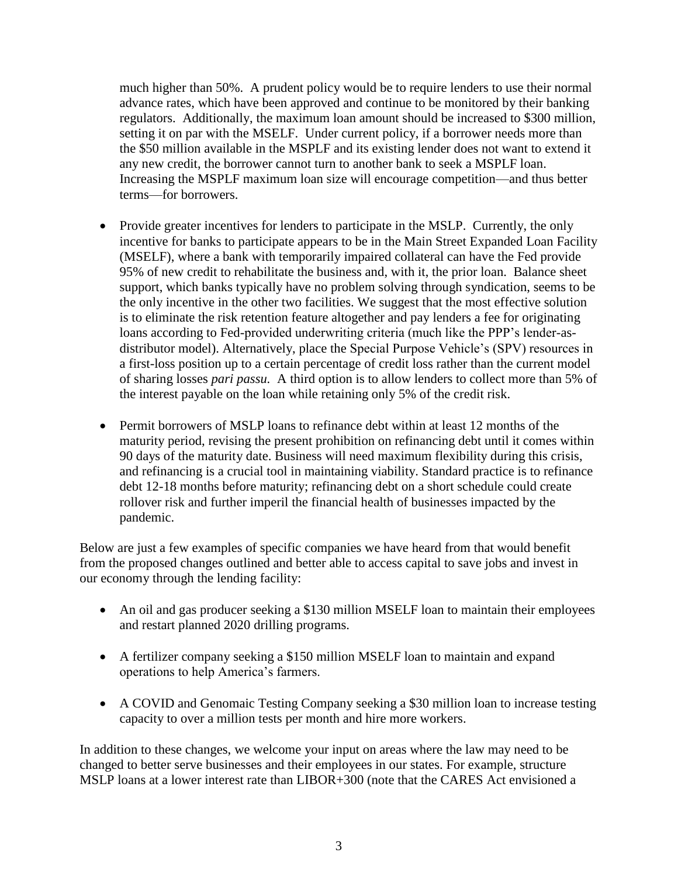much higher than 50%. A prudent policy would be to require lenders to use their normal advance rates, which have been approved and continue to be monitored by their banking regulators. Additionally, the maximum loan amount should be increased to $300 million, setting it on par with the MSELF. Under current policy, if a borrower needs more than the $50 million available in the MSPLF and its existing lender does not want to extend it any new credit, the borrower cannot turn to another bank to seek a MSPLF loan. Increasing the MSPLF maximum loan size will encourage competition—and thus better terms—for borrowers.

- Provide greater incentives for lenders to participate in the MSLP. Currently, the only incentive for banks to participate appears to be in the Main Street Expanded Loan Facility (MSELF), where a bank with temporarily impaired collateral can have the Fed provide 95% of new credit to rehabilitate the business and, with it, the prior loan. Balance sheet support, which banks typically have no problem solving through syndication, seems to be the only incentive in the other two facilities. We suggest that the most effective solution is to eliminate the risk retention feature altogether and pay lenders a fee for originating loans according to Fed-provided underwriting criteria (much like the PPP's lender-as-distributor model). Alternatively, place the Special Purpose Vehicle's (SPV) resources in a first-loss position up to a certain percentage of credit loss rather than the current model of sharing losses *pari passu.* A third option is to allow lenders to collect more than 5% of the interest payable on the loan while retaining only 5% of the credit risk.

- Permit borrowers of MSLP loans to refinance debt within at least 12 months of the maturity period, revising the present prohibition on refinancing debt until it comes within 90 days of the maturity date. Business will need maximum flexibility during this crisis, and refinancing is a crucial tool in maintaining viability. Standard practice is to refinance debt 12-18 months before maturity; refinancing debt on a short schedule could create rollover risk and further imperil the financial health of businesses impacted by the pandemic.

Below are just a few examples of specific companies we have heard from that would benefit from the proposed changes outlined and better able to access capital to save jobs and invest in our economy through the lending facility:

- An oil and gas producer seeking a $130 million MSELF loan to maintain their employees and restart planned 2020 drilling programs.

- A fertilizer company seeking a $150 million MSELF loan to maintain and expand operations to help America's farmers.

- A COVID and Genomaic Testing Company seeking a $30 million loan to increase testing capacity to over a million tests per month and hire more workers.

In addition to these changes, we welcome your input on areas where the law may need to be changed to better serve businesses and their employees in our states. For example, structure MSLP loans at a lower interest rate than LIBOR+300 (note that the CARES Act envisioned a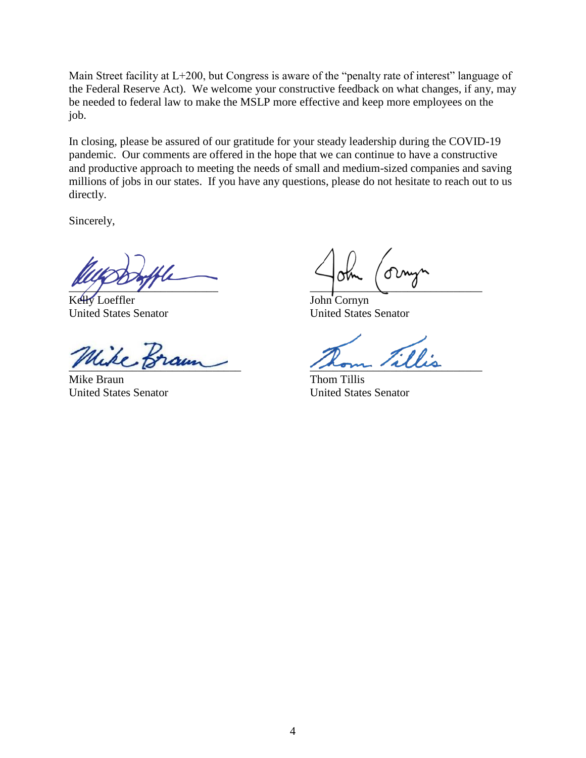Main Street facility at L+200, but Congress is aware of the "penalty rate of interest" language of the Federal Reserve Act). We welcome your constructive feedback on what changes, if any, may be needed to federal law to make the MSLP more effective and keep more employees on the job.

In closing, please be assured of our gratitude for your steady leadership during the COVID-19 pandemic. Our comments are offered in the hope that we can continue to have a constructive and productive approach to meeting the needs of small and medium-sized companies and saving millions of jobs in our states. If you have any questions, please do not hesitate to reach out to us directly.

Sincerely,

Kelly Loeffler
United States Senator

John Cornyn
United States Senator

Mike Braun
United States Senator

Thom Tillis
United States Senator